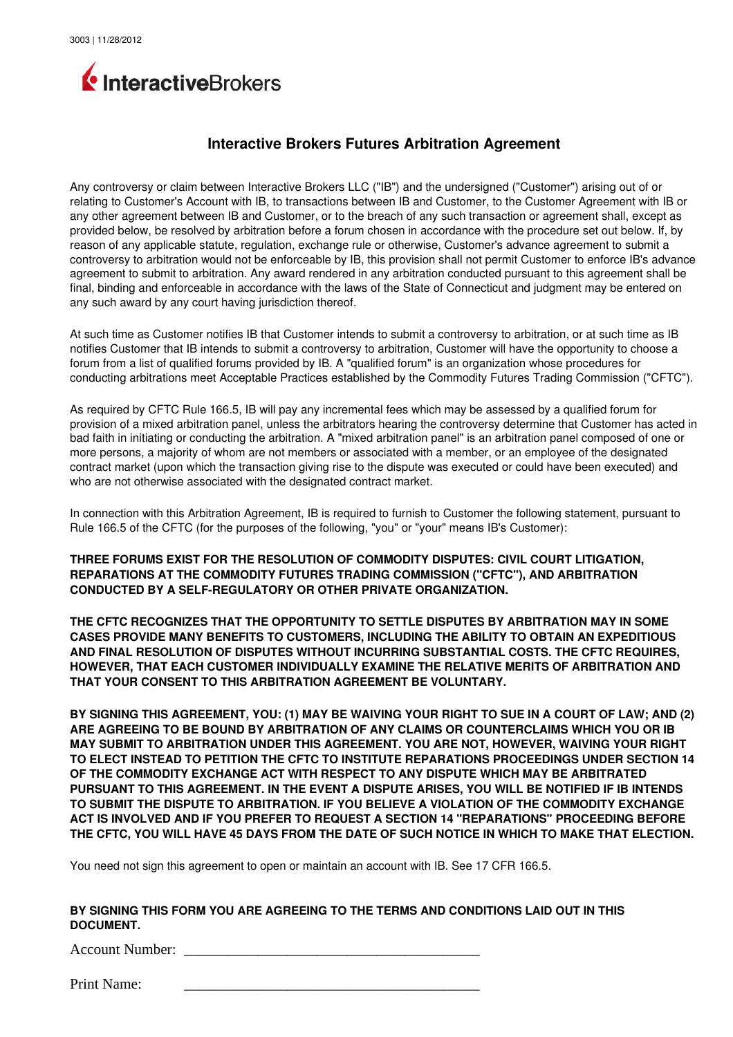3003 | 11/28/2012

InteractiveBrokers

# Interactive Brokers Futures Arbitration Agreement

Any controversy or claim between Interactive Brokers LLC ("IB") and the undersigned ("Customer") arising out of or relating to Customer's Account with IB, to transactions between IB and Customer, to the Customer Agreement with IB or any other agreement between IB and Customer, or to the breach of any such transaction or agreement shall, except as provided below, be resolved by arbitration before a forum chosen in accordance with the procedure set out below. If, by reason of any applicable statute, regulation, exchange rule or otherwise, Customer's advance agreement to submit a controversy to arbitration would not be enforceable by IB, this provision shall not permit Customer to enforce IB's advance agreement to submit to arbitration. Any award rendered in any arbitration conducted pursuant to this agreement shall be final, binding and enforceable in accordance with the laws of the State of Connecticut and judgment may be entered on any such award by any court having jurisdiction thereof.

At such time as Customer notifies IB that Customer intends to submit a controversy to arbitration, or at such time as IB notifies Customer that IB intends to submit a controversy to arbitration, Customer will have the opportunity to choose a forum from a list of qualified forums provided by IB. A "qualified forum" is an organization whose procedures for conducting arbitrations meet Acceptable Practices established by the Commodity Futures Trading Commission ("CFTC").

As required by CFTC Rule 166.5, IB will pay any incremental fees which may be assessed by a qualified forum for provision of a mixed arbitration panel, unless the arbitrators hearing the controversy determine that Customer has acted in bad faith in initiating or conducting the arbitration. A "mixed arbitration panel" is an arbitration panel composed of one or more persons, a majority of whom are not members or associated with a member, or an employee of the designated contract market (upon which the transaction giving rise to the dispute was executed or could have been executed) and who are not otherwise associated with the designated contract market.

In connection with this Arbitration Agreement, IB is required to furnish to Customer the following statement, pursuant to Rule 166.5 of the CFTC (for the purposes of the following, "you" or "your" means IB's Customer):

**THREE FORUMS EXIST FOR THE RESOLUTION OF COMMODITY DISPUTES: CIVIL COURT LITIGATION, REPARATIONS AT THE COMMODITY FUTURES TRADING COMMISSION ("CFTC"), AND ARBITRATION CONDUCTED BY A SELF-REGULATORY OR OTHER PRIVATE ORGANIZATION.**

**THE CFTC RECOGNIZES THAT THE OPPORTUNITY TO SETTLE DISPUTES BY ARBITRATION MAY IN SOME CASES PROVIDE MANY BENEFITS TO CUSTOMERS, INCLUDING THE ABILITY TO OBTAIN AN EXPEDITIOUS AND FINAL RESOLUTION OF DISPUTES WITHOUT INCURRING SUBSTANTIAL COSTS. THE CFTC REQUIRES, HOWEVER, THAT EACH CUSTOMER INDIVIDUALLY EXAMINE THE RELATIVE MERITS OF ARBITRATION AND THAT YOUR CONSENT TO THIS ARBITRATION AGREEMENT BE VOLUNTARY.**

**BY SIGNING THIS AGREEMENT, YOU: (1) MAY BE WAIVING YOUR RIGHT TO SUE IN A COURT OF LAW; AND (2) ARE AGREEING TO BE BOUND BY ARBITRATION OF ANY CLAIMS OR COUNTERCLAIMS WHICH YOU OR IB MAY SUBMIT TO ARBITRATION UNDER THIS AGREEMENT. YOU ARE NOT, HOWEVER, WAIVING YOUR RIGHT TO ELECT INSTEAD TO PETITION THE CFTC TO INSTITUTE REPARATIONS PROCEEDINGS UNDER SECTION 14 OF THE COMMODITY EXCHANGE ACT WITH RESPECT TO ANY DISPUTE WHICH MAY BE ARBITRATED PURSUANT TO THIS AGREEMENT. IN THE EVENT A DISPUTE ARISES, YOU WILL BE NOTIFIED IF IB INTENDS TO SUBMIT THE DISPUTE TO ARBITRATION. IF YOU BELIEVE A VIOLATION OF THE COMMODITY EXCHANGE ACT IS INVOLVED AND IF YOU PREFER TO REQUEST A SECTION 14 "REPARATIONS" PROCEEDING BEFORE THE CFTC, YOU WILL HAVE 45 DAYS FROM THE DATE OF SUCH NOTICE IN WHICH TO MAKE THAT ELECTION.**

You need not sign this agreement to open or maintain an account with IB. See 17 CFR 166.5.

**BY SIGNING THIS FORM YOU ARE AGREEING TO THE TERMS AND CONDITIONS LAID OUT IN THIS DOCUMENT.**

Account Number: ________________________________________

Print Name: ________________________________________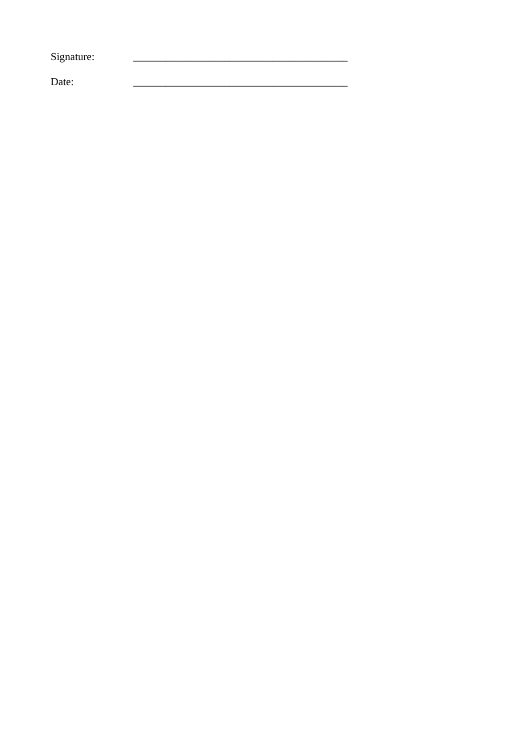Signature: ________________________________________

Date: ________________________________________